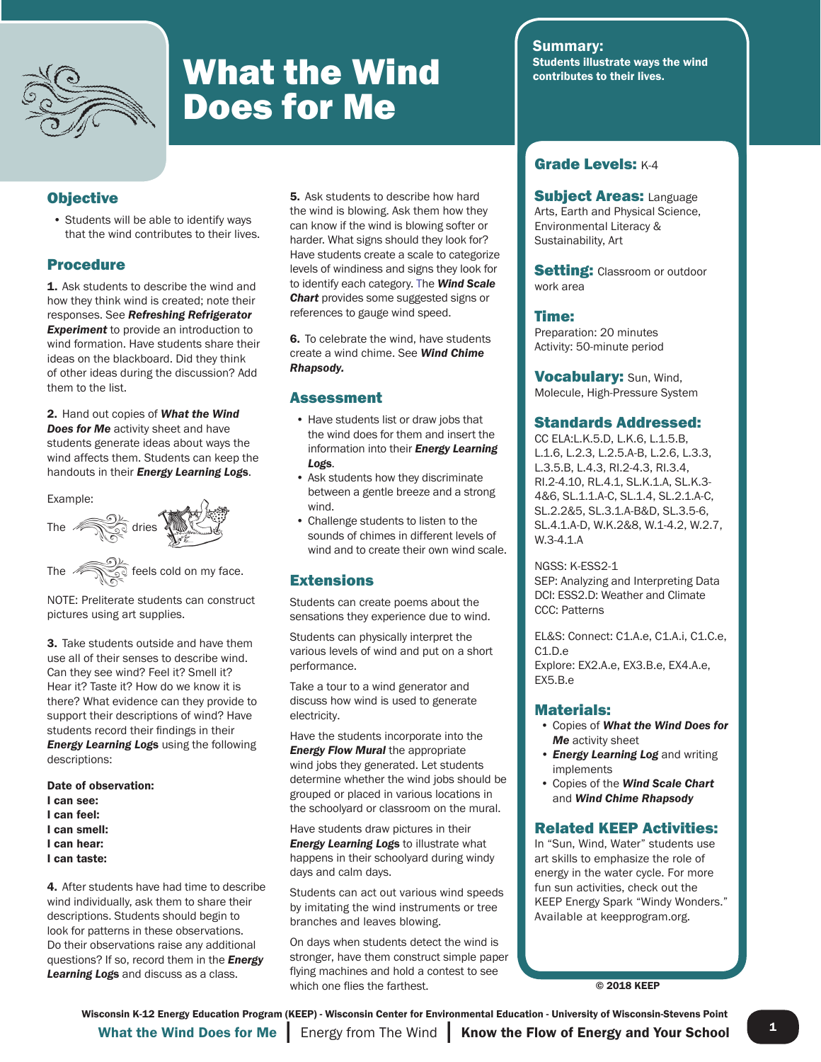# What the Wind Does for Me

**Summary:** Students illustrate ways the wind contributes to their lives.

## Objective

- Students will be able to identify ways that the wind contributes to their lives.

## Procedure

**1.** Ask students to describe the wind and how they think wind is created; note their responses. See ***Refreshing Refrigerator Experiment*** to provide an introduction to wind formation. Have students share their ideas on the blackboard. Did they think of other ideas during the discussion? Add them to the list.

**2.** Hand out copies of ***What the Wind Does for Me*** activity sheet and have students generate ideas about ways the wind affects them. Students can keep the handouts in their ***Energy Learning Logs***.

Example:

The [wind] dries [laundry]

The [wind] feels cold on my face.

NOTE: Preliterate students can construct pictures using art supplies.

**3.** Take students outside and have them use all of their senses to describe wind. Can they see wind? Feel it? Smell it? Hear it? Taste it? How do we know it is there? What evidence can they provide to support their descriptions of wind? Have students record their findings in their ***Energy Learning Logs*** using the following descriptions:

**Date of observation:**
**I can see:**
**I can feel:**
**I can smell:**
**I can hear:**
**I can taste:**

**4.** After students have had time to describe wind individually, ask them to share their descriptions. Students should begin to look for patterns in these observations. Do their observations raise any additional questions? If so, record them in the ***Energy Learning Logs*** and discuss as a class.

**5.** Ask students to describe how hard the wind is blowing. Ask them how they can know if the wind is blowing softer or harder. What signs should they look for? Have students create a scale to categorize levels of windiness and signs they look for to identify each category. The ***Wind Scale Chart*** provides some suggested signs or references to gauge wind speed.

**6.** To celebrate the wind, have students create a wind chime. See ***Wind Chime Rhapsody.***

## Assessment

- Have students list or draw jobs that the wind does for them and insert the information into their ***Energy Learning Logs***.
- Ask students how they discriminate between a gentle breeze and a strong wind.
- Challenge students to listen to the sounds of chimes in different levels of wind and to create their own wind scale.

## Extensions

Students can create poems about the sensations they experience due to wind.

Students can physically interpret the various levels of wind and put on a short performance.

Take a tour to a wind generator and discuss how wind is used to generate electricity.

Have the students incorporate into the ***Energy Flow Mural*** the appropriate wind jobs they generated. Let students determine whether the wind jobs should be grouped or placed in various locations in the schoolyard or classroom on the mural.

Have students draw pictures in their ***Energy Learning Logs*** to illustrate what happens in their schoolyard during windy days and calm days.

Students can act out various wind speeds by imitating the wind instruments or tree branches and leaves blowing.

On days when students detect the wind is stronger, have them construct simple paper flying machines and hold a contest to see which one flies the farthest.

---

## Grade Levels: K-4

## Subject Areas: Language Arts, Earth and Physical Science, Environmental Literacy & Sustainability, Art

## Setting: Classroom or outdoor work area

## Time:
Preparation: 20 minutes
Activity: 50-minute period

## Vocabulary: Sun, Wind, Molecule, High-Pressure System

## Standards Addressed:

CC ELA:L.K.5.D, L.K.6, L.1.5.B, L.1.6, L.2.3, L.2.5.A-B, L.2.6, L.3.3, L.3.5.B, L.4.3, RI.2-4.3, RI.3.4, RI.2-4.10, RL.4.1, SL.K.1.A, SL.K.3-4&6, SL.1.1.A-C, SL.1.4, SL.2.1.A-C, SL.2.2&5, SL.3.1.A-B&D, SL.3.5-6, SL.4.1.A-D, W.K.2&8, W.1-4.2, W.2.7, W.3-4.1.A

NGSS: K-ESS2-1
SEP: Analyzing and Interpreting Data
DCI: ESS2.D: Weather and Climate
CCC: Patterns

EL&S: Connect: C1.A.e, C1.A.i, C1.C.e, C1.D.e
Explore: EX2.A.e, EX3.B.e, EX4.A.e, EX5.B.e

## Materials:

- Copies of ***What the Wind Does for Me*** activity sheet
- ***Energy Learning Log*** and writing implements
- Copies of the ***Wind Scale Chart*** and ***Wind Chime Rhapsody***

## Related KEEP Activities:

In "Sun, Wind, Water" students use art skills to emphasize the role of energy in the water cycle. For more fun sun activities, check out the KEEP Energy Spark "Windy Wonders." Available at keepprogram.org.

© 2018 KEEP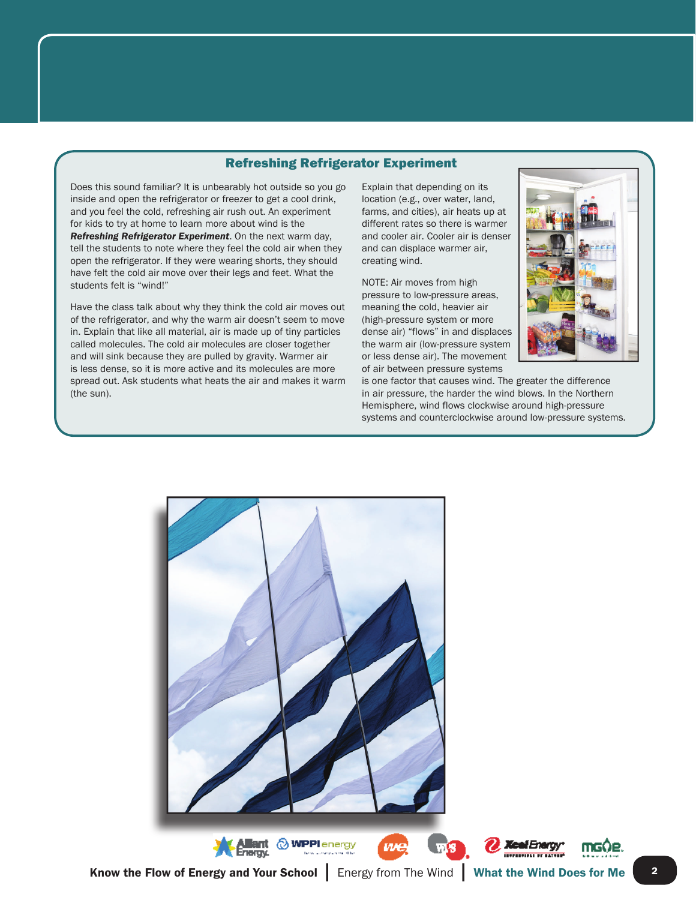## Refreshing Refrigerator Experiment

Does this sound familiar? It is unbearably hot outside so you go inside and open the refrigerator or freezer to get a cool drink, and you feel the cold, refreshing air rush out. An experiment for kids to try at home to learn more about wind is the ***Refreshing Refrigerator Experiment***. On the next warm day, tell the students to note where they feel the cold air when they open the refrigerator. If they were wearing shorts, they should have felt the cold air move over their legs and feet. What the students felt is "wind!"

Have the class talk about why they think the cold air moves out of the refrigerator, and why the warm air doesn't seem to move in. Explain that like all material, air is made up of tiny particles called molecules. The cold air molecules are closer together and will sink because they are pulled by gravity. Warmer air is less dense, so it is more active and its molecules are more spread out. Ask students what heats the air and makes it warm (the sun).

Explain that depending on its location (e.g., over water, land, farms, and cities), air heats up at different rates so there is warmer and cooler air. Cooler air is denser and can displace warmer air, creating wind.

NOTE: Air moves from high pressure to low-pressure areas, meaning the cold, heavier air (high-pressure system or more dense air) "flows" in and displaces the warm air (low-pressure system or less dense air). The movement of air between pressure systems is one factor that causes wind. The greater the difference in air pressure, the harder the wind blows. In the Northern Hemisphere, wind flows clockwise around high-pressure systems and counterclockwise around low-pressure systems.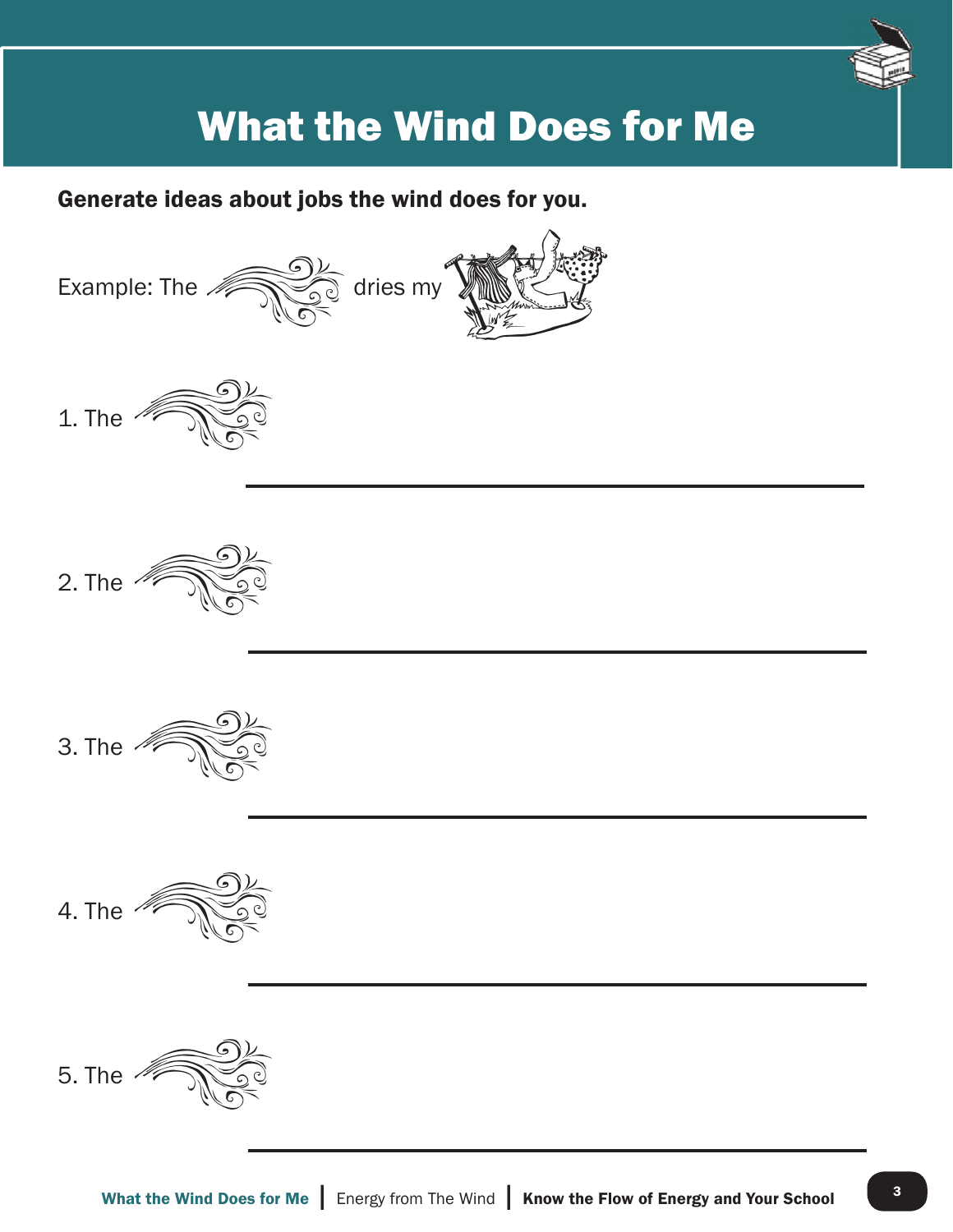# What the Wind Does for Me

**Generate ideas about jobs the wind does for you.**

Example: The dries my

1. The

______________________________________________

2. The

______________________________________________

3. The

______________________________________________

4. The

______________________________________________

5. The

______________________________________________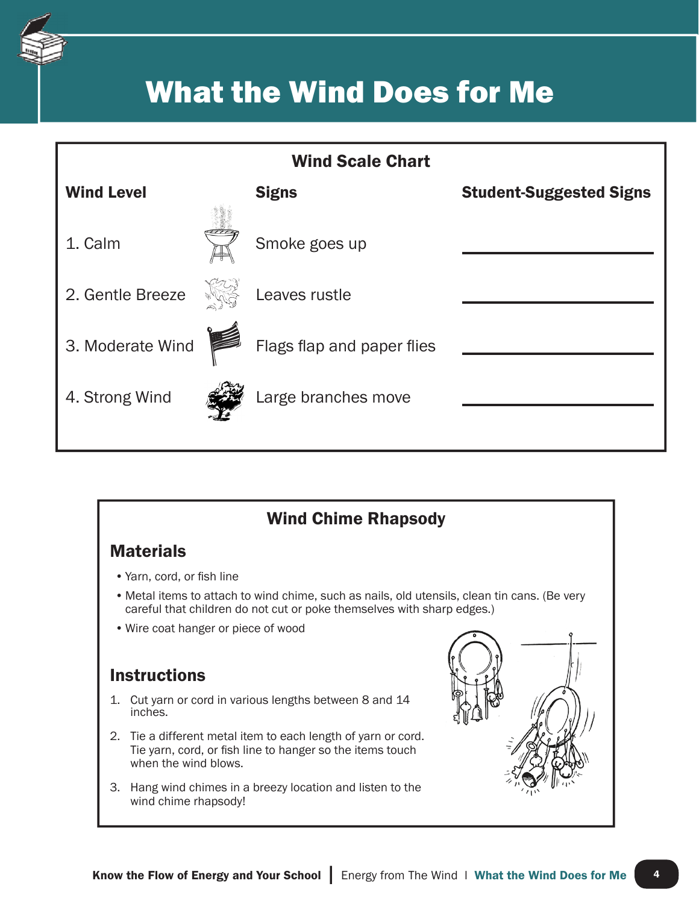# What the Wind Does for Me

## Wind Scale Chart

| Wind Level | Signs | Student-Suggested Signs |
|---|---|---|
| 1. Calm | Smoke goes up | ______________ |
| 2. Gentle Breeze | Leaves rustle | ______________ |
| 3. Moderate Wind | Flags flap and paper flies | ______________ |
| 4. Strong Wind | Large branches move | ______________ |

## Wind Chime Rhapsody

### Materials

- Yarn, cord, or fish line
- Metal items to attach to wind chime, such as nails, old utensils, clean tin cans. (Be very careful that children do not cut or poke themselves with sharp edges.)
- Wire coat hanger or piece of wood

### Instructions

1. Cut yarn or cord in various lengths between 8 and 14 inches.
2. Tie a different metal item to each length of yarn or cord. Tie yarn, cord, or fish line to hanger so the items touch when the wind blows.
3. Hang wind chimes in a breezy location and listen to the wind chime rhapsody!